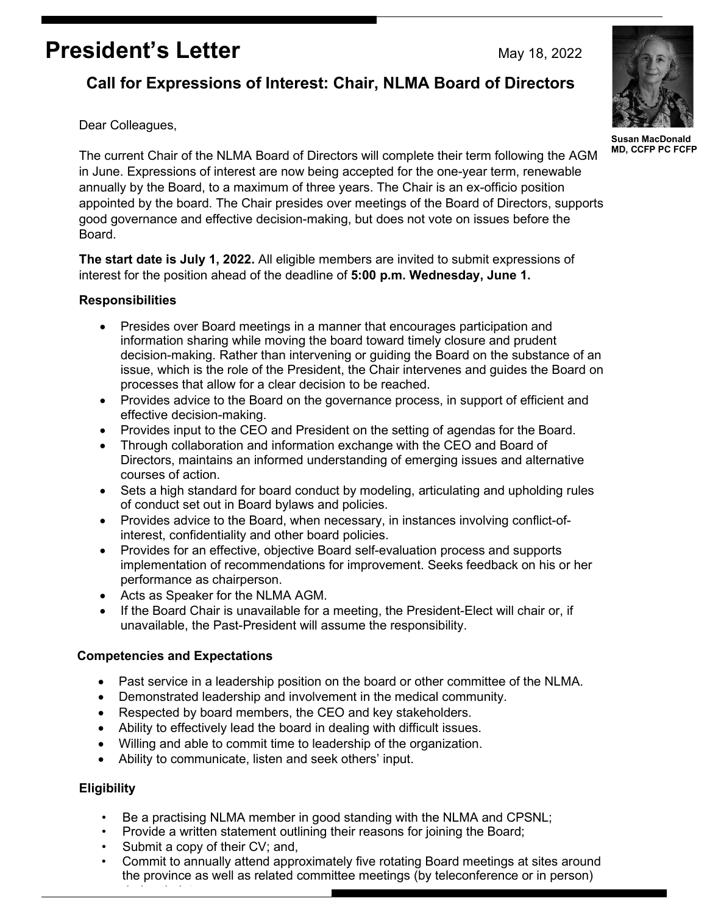# President's Letter

May 18, 2022

Susan MacDonald
MD, CCFP PC FCFP

## Call for Expressions of Interest: Chair, NLMA Board of Directors

Dear Colleagues,

The current Chair of the NLMA Board of Directors will complete their term following the AGM in June. Expressions of interest are now being accepted for the one-year term, renewable annually by the Board, to a maximum of three years. The Chair is an ex-officio position appointed by the board. The Chair presides over meetings of the Board of Directors, supports good governance and effective decision-making, but does not vote on issues before the Board.

**The start date is July 1, 2022.** All eligible members are invited to submit expressions of interest for the position ahead of the deadline of **5:00 p.m. Wednesday, June 1.**

### Responsibilities

- Presides over Board meetings in a manner that encourages participation and information sharing while moving the board toward timely closure and prudent decision-making. Rather than intervening or guiding the Board on the substance of an issue, which is the role of the President, the Chair intervenes and guides the Board on processes that allow for a clear decision to be reached.
- Provides advice to the Board on the governance process, in support of efficient and effective decision-making.
- Provides input to the CEO and President on the setting of agendas for the Board.
- Through collaboration and information exchange with the CEO and Board of Directors, maintains an informed understanding of emerging issues and alternative courses of action.
- Sets a high standard for board conduct by modeling, articulating and upholding rules of conduct set out in Board bylaws and policies.
- Provides advice to the Board, when necessary, in instances involving conflict-of-interest, confidentiality and other board policies.
- Provides for an effective, objective Board self-evaluation process and supports implementation of recommendations for improvement. Seeks feedback on his or her performance as chairperson.
- Acts as Speaker for the NLMA AGM.
- If the Board Chair is unavailable for a meeting, the President-Elect will chair or, if unavailable, the Past-President will assume the responsibility.

### Competencies and Expectations

- Past service in a leadership position on the board or other committee of the NLMA.
- Demonstrated leadership and involvement in the medical community.
- Respected by board members, the CEO and key stakeholders.
- Ability to effectively lead the board in dealing with difficult issues.
- Willing and able to commit time to leadership of the organization.
- Ability to communicate, listen and seek others' input.

### Eligibility

- Be a practising NLMA member in good standing with the NLMA and CPSNL;
- Provide a written statement outlining their reasons for joining the Board;
- Submit a copy of their CV; and,
- Commit to annually attend approximately five rotating Board meetings at sites around the province as well as related committee meetings (by teleconference or in person)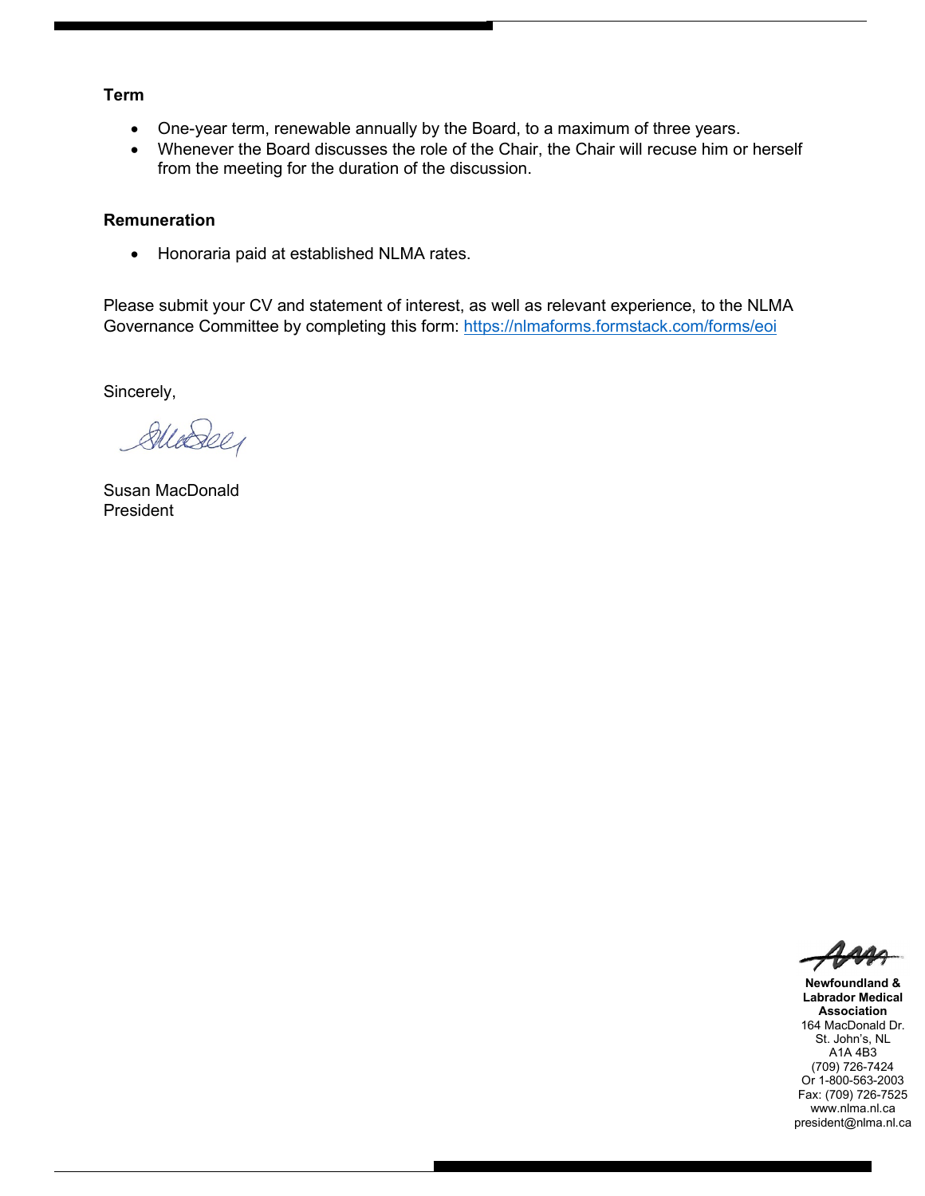**Term**

- One-year term, renewable annually by the Board, to a maximum of three years.
- Whenever the Board discusses the role of the Chair, the Chair will recuse him or herself from the meeting for the duration of the discussion.

**Remuneration**

- Honoraria paid at established NLMA rates.

Please submit your CV and statement of interest, as well as relevant experience, to the NLMA Governance Committee by completing this form: https://nlmaforms.formstack.com/forms/eoi

Sincerely,

Susan MacDonald
President

**Newfoundland & Labrador Medical Association**
164 MacDonald Dr.
St. John's, NL
A1A 4B3
(709) 726-7424
Or 1-800-563-2003
Fax: (709) 726-7525
www.nlma.nl.ca
president@nlma.nl.ca